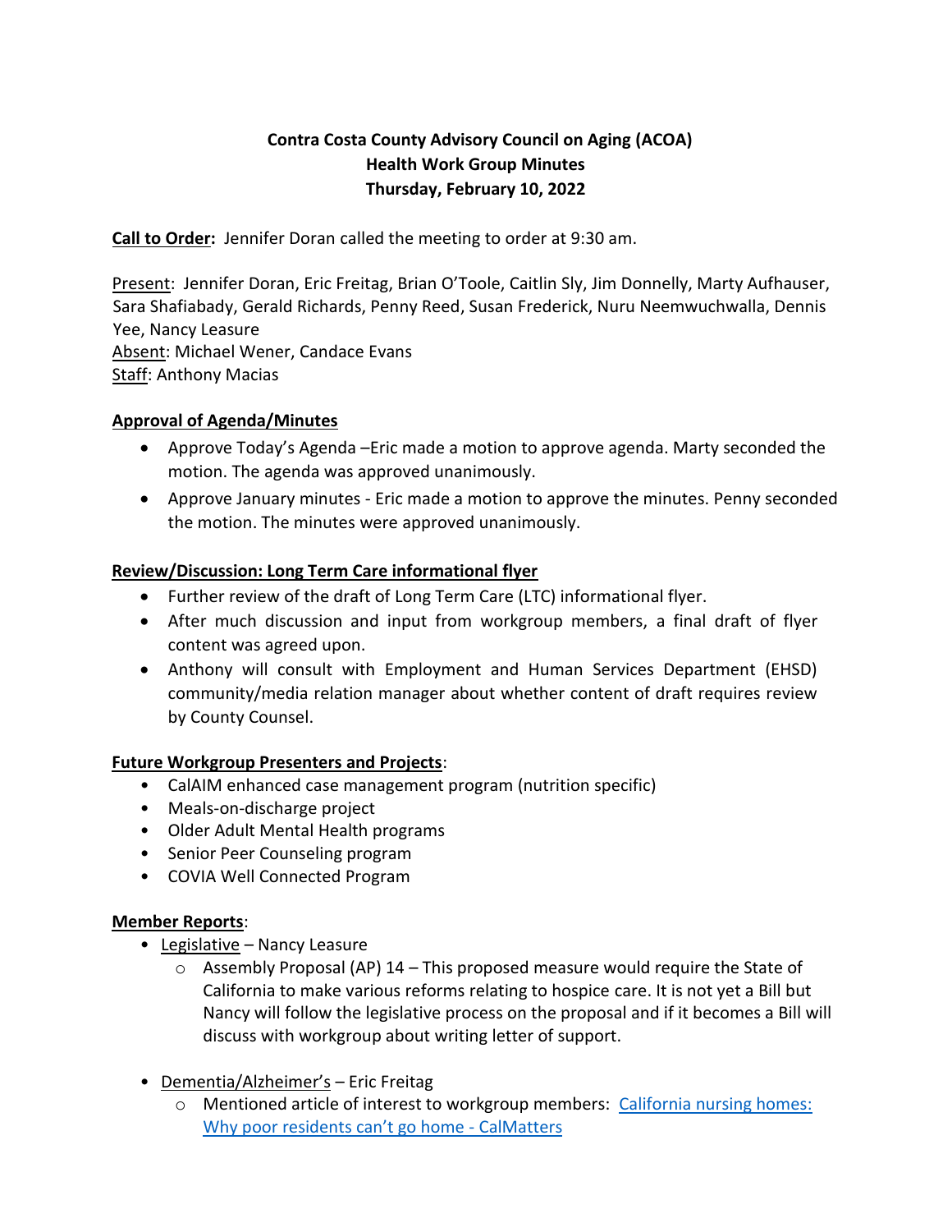# Contra Costa County Advisory Council on Aging (ACOA)
## Health Work Group Minutes
### Thursday, February 10, 2022

**Call to Order:** Jennifer Doran called the meeting to order at 9:30 am.

Present: Jennifer Doran, Eric Freitag, Brian O'Toole, Caitlin Sly, Jim Donnelly, Marty Aufhauser, Sara Shafiabady, Gerald Richards, Penny Reed, Susan Frederick, Nuru Neemwuchwalla, Dennis Yee, Nancy Leasure
Absent: Michael Wener, Candace Evans
Staff: Anthony Macias

**Approval of Agenda/Minutes**

- Approve Today's Agenda –Eric made a motion to approve agenda. Marty seconded the motion. The agenda was approved unanimously.
- Approve January minutes - Eric made a motion to approve the minutes. Penny seconded the motion. The minutes were approved unanimously.

**Review/Discussion: Long Term Care informational flyer**

- Further review of the draft of Long Term Care (LTC) informational flyer.
- After much discussion and input from workgroup members, a final draft of flyer content was agreed upon.
- Anthony will consult with Employment and Human Services Department (EHSD) community/media relation manager about whether content of draft requires review by County Counsel.

**Future Workgroup Presenters and Projects**:

- CalAIM enhanced case management program (nutrition specific)
- Meals-on-discharge project
- Older Adult Mental Health programs
- Senior Peer Counseling program
- COVIA Well Connected Program

**Member Reports**:

- Legislative – Nancy Leasure
  - Assembly Proposal (AP) 14 – This proposed measure would require the State of California to make various reforms relating to hospice care. It is not yet a Bill but Nancy will follow the legislative process on the proposal and if it becomes a Bill will discuss with workgroup about writing letter of support.
- Dementia/Alzheimer's – Eric Freitag
  - Mentioned article of interest to workgroup members: California nursing homes: Why poor residents can't go home - CalMatters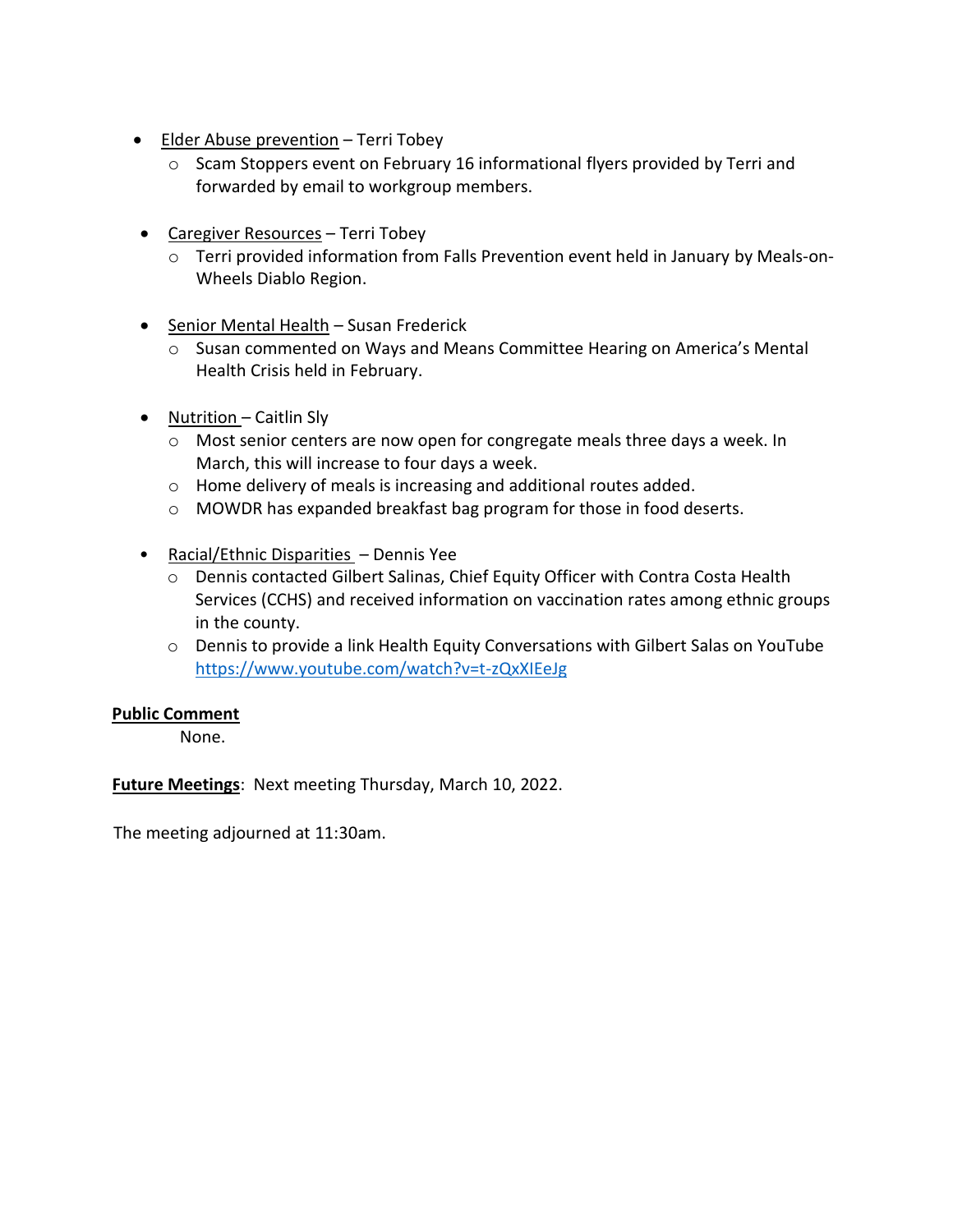- Elder Abuse prevention – Terri Tobey
  - Scam Stoppers event on February 16 informational flyers provided by Terri and forwarded by email to workgroup members.

- Caregiver Resources – Terri Tobey
  - Terri provided information from Falls Prevention event held in January by Meals-on-Wheels Diablo Region.

- Senior Mental Health – Susan Frederick
  - Susan commented on Ways and Means Committee Hearing on America's Mental Health Crisis held in February.

- Nutrition – Caitlin Sly
  - Most senior centers are now open for congregate meals three days a week. In March, this will increase to four days a week.
  - Home delivery of meals is increasing and additional routes added.
  - MOWDR has expanded breakfast bag program for those in food deserts.

- Racial/Ethnic Disparities – Dennis Yee
  - Dennis contacted Gilbert Salinas, Chief Equity Officer with Contra Costa Health Services (CCHS) and received information on vaccination rates among ethnic groups in the county.
  - Dennis to provide a link Health Equity Conversations with Gilbert Salas on YouTube https://www.youtube.com/watch?v=t-zQxXIEeJg

**Public Comment**

None.

**Future Meetings**: Next meeting Thursday, March 10, 2022.

The meeting adjourned at 11:30am.